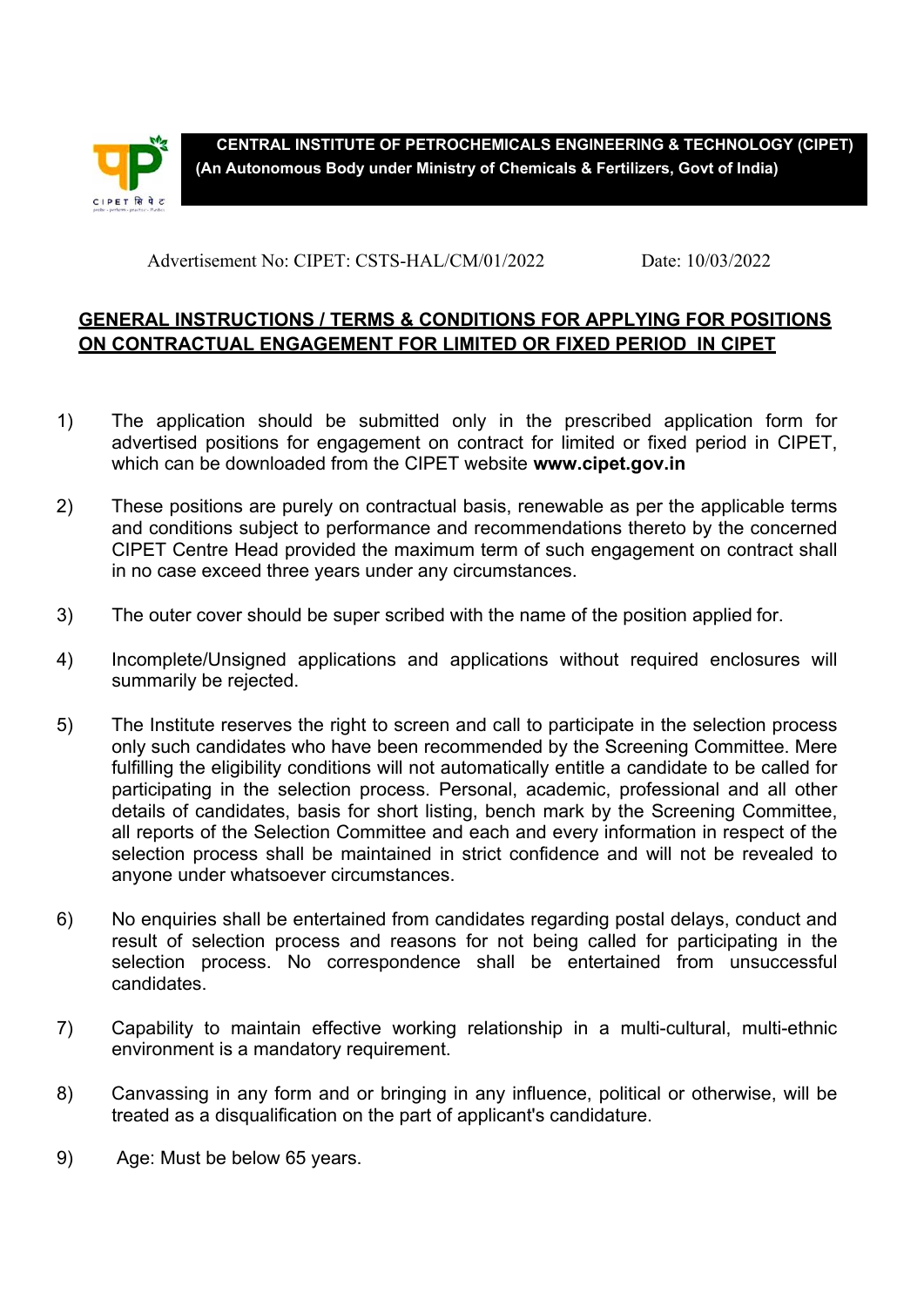**CENTRAL INSTITUTE OF PETROCHEMICALS ENGINEERING & TECHNOLOGY (CIPET)**
**(An Autonomous Body under Ministry of Chemicals & Fertilizers, Govt of India)**

Advertisement No: CIPET: CSTS-HAL/CM/01/2022 Date: 10/03/2022

## GENERAL INSTRUCTIONS / TERMS & CONDITIONS FOR APPLYING FOR POSITIONS ON CONTRACTUAL ENGAGEMENT FOR LIMITED OR FIXED PERIOD IN CIPET

1) The application should be submitted only in the prescribed application form for advertised positions for engagement on contract for limited or fixed period in CIPET, which can be downloaded from the CIPET website **www.cipet.gov.in**

2) These positions are purely on contractual basis, renewable as per the applicable terms and conditions subject to performance and recommendations thereto by the concerned CIPET Centre Head provided the maximum term of such engagement on contract shall in no case exceed three years under any circumstances.

3) The outer cover should be super scribed with the name of the position applied for.

4) Incomplete/Unsigned applications and applications without required enclosures will summarily be rejected.

5) The Institute reserves the right to screen and call to participate in the selection process only such candidates who have been recommended by the Screening Committee. Mere fulfilling the eligibility conditions will not automatically entitle a candidate to be called for participating in the selection process. Personal, academic, professional and all other details of candidates, basis for short listing, bench mark by the Screening Committee, all reports of the Selection Committee and each and every information in respect of the selection process shall be maintained in strict confidence and will not be revealed to anyone under whatsoever circumstances.

6) No enquiries shall be entertained from candidates regarding postal delays, conduct and result of selection process and reasons for not being called for participating in the selection process. No correspondence shall be entertained from unsuccessful candidates.

7) Capability to maintain effective working relationship in a multi-cultural, multi-ethnic environment is a mandatory requirement.

8) Canvassing in any form and or bringing in any influence, political or otherwise, will be treated as a disqualification on the part of applicant's candidature.

9) Age: Must be below 65 years.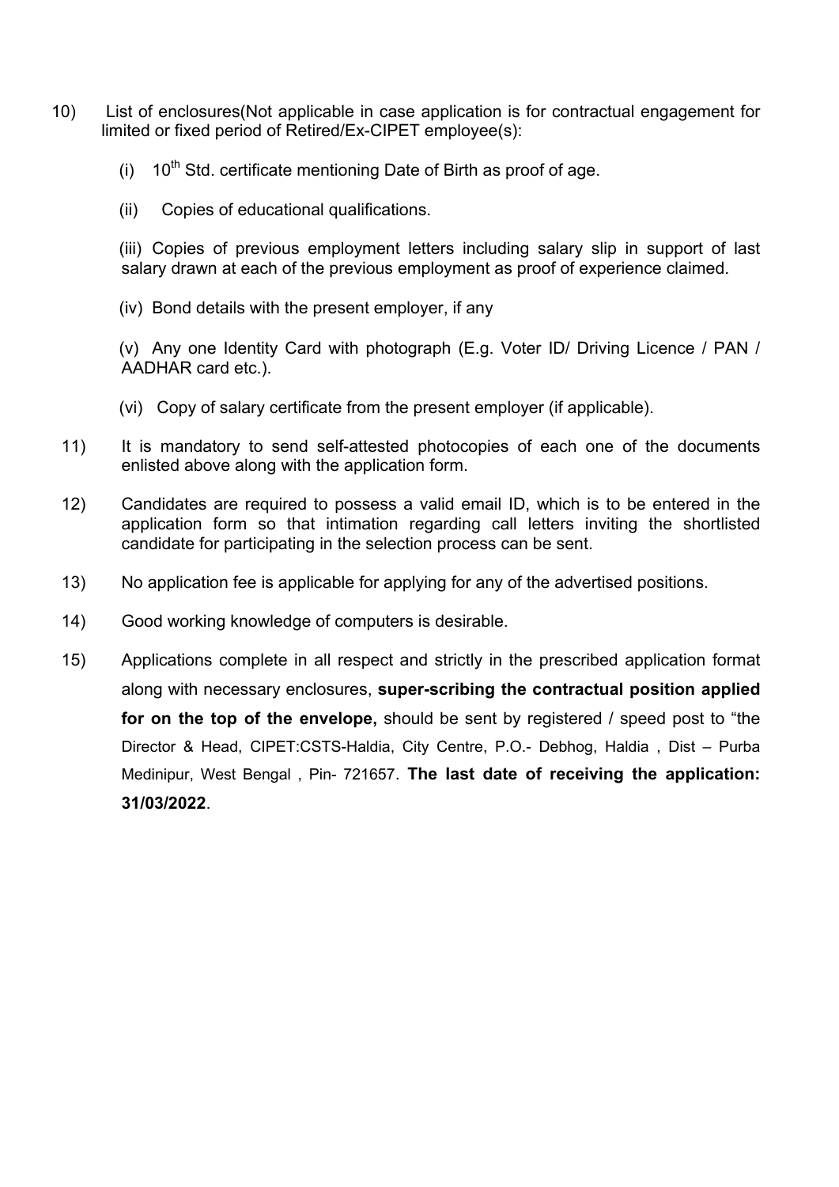10) List of enclosures(Not applicable in case application is for contractual engagement for limited or fixed period of Retired/Ex-CIPET employee(s):

   (i) 10th Std. certificate mentioning Date of Birth as proof of age.

   (ii) Copies of educational qualifications.

   (iii) Copies of previous employment letters including salary slip in support of last salary drawn at each of the previous employment as proof of experience claimed.

   (iv) Bond details with the present employer, if any

   (v) Any one Identity Card with photograph (E.g. Voter ID/ Driving Licence / PAN / AADHAR card etc.).

   (vi) Copy of salary certificate from the present employer (if applicable).

11) It is mandatory to send self-attested photocopies of each one of the documents enlisted above along with the application form.

12) Candidates are required to possess a valid email ID, which is to be entered in the application form so that intimation regarding call letters inviting the shortlisted candidate for participating in the selection process can be sent.

13) No application fee is applicable for applying for any of the advertised positions.

14) Good working knowledge of computers is desirable.

15) Applications complete in all respect and strictly in the prescribed application format along with necessary enclosures, **super-scribing the contractual position applied for on the top of the envelope,** should be sent by registered / speed post to "the Director & Head, CIPET:CSTS-Haldia, City Centre, P.O.- Debhog, Haldia , Dist – Purba Medinipur, West Bengal , Pin- 721657. **The last date of receiving the application: 31/03/2022**.